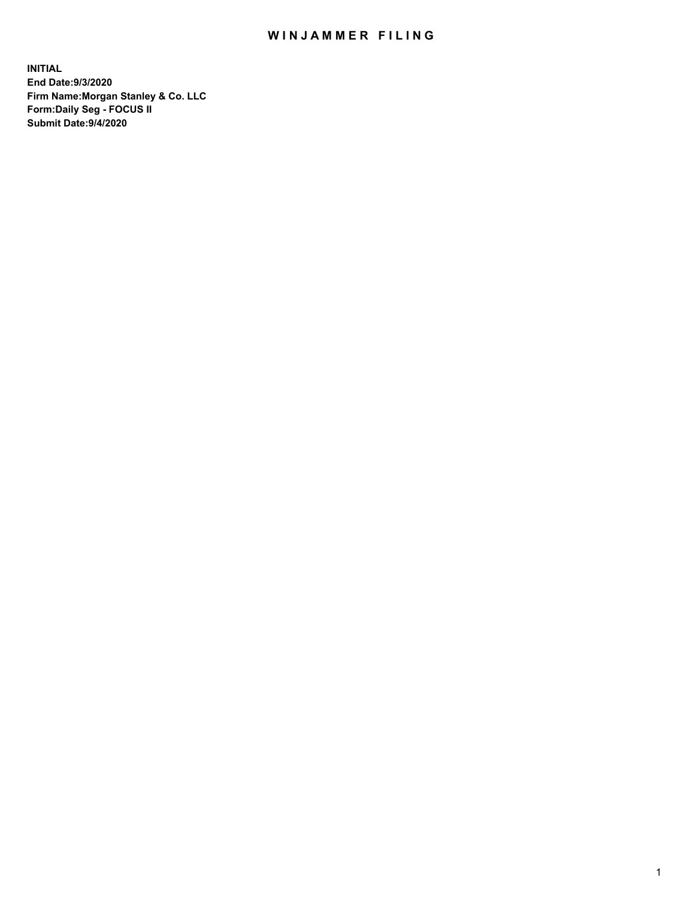# WINJAMMER FILING

**INITIAL**
**End Date:9/3/2020**
**Firm Name:Morgan Stanley & Co. LLC**
**Form:Daily Seg - FOCUS II**
**Submit Date:9/4/2020**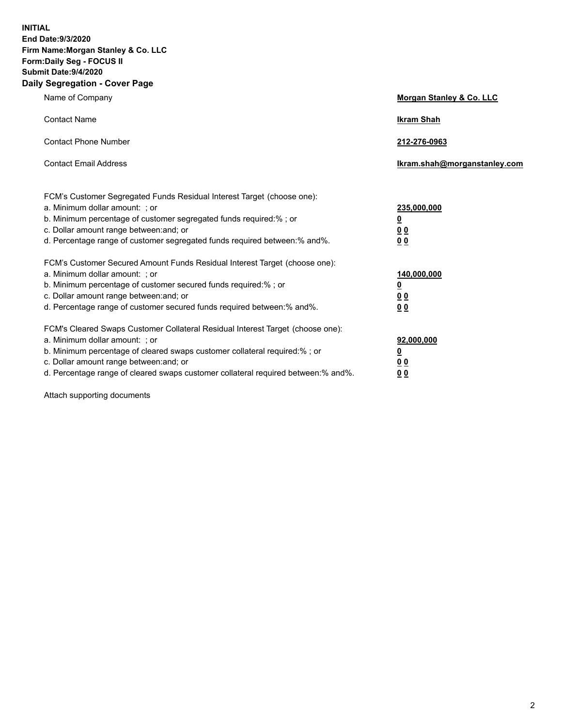**INITIAL**
**End Date:9/3/2020**
**Firm Name:Morgan Stanley & Co. LLC**
**Form:Daily Seg - FOCUS II**
**Submit Date:9/4/2020**

## Daily Segregation - Cover Page

| | |
|---|---|
| Name of Company | **Morgan Stanley & Co. LLC** |
| Contact Name | **Ikram Shah** |
| Contact Phone Number | **212-276-0963** |
| Contact Email Address | **Ikram.shah@morganstanley.com** |

| | |
|---|---|
| FCM's Customer Segregated Funds Residual Interest Target (choose one): | |
| a. Minimum dollar amount: ; or | **235,000,000** |
| b. Minimum percentage of customer segregated funds required:% ; or | **0** |
| c. Dollar amount range between:and; or | **0 0** |
| d. Percentage range of customer segregated funds required between:% and%. | **0 0** |
| FCM's Customer Secured Amount Funds Residual Interest Target (choose one): | |
| a. Minimum dollar amount: ; or | **140,000,000** |
| b. Minimum percentage of customer secured funds required:% ; or | **0** |
| c. Dollar amount range between:and; or | **0 0** |
| d. Percentage range of customer secured funds required between:% and%. | **0 0** |
| FCM's Cleared Swaps Customer Collateral Residual Interest Target (choose one): | |
| a. Minimum dollar amount: ; or | **92,000,000** |
| b. Minimum percentage of cleared swaps customer collateral required:% ; or | **0** |
| c. Dollar amount range between:and; or | **0 0** |
| d. Percentage range of cleared swaps customer collateral required between:% and%. | **0 0** |

Attach supporting documents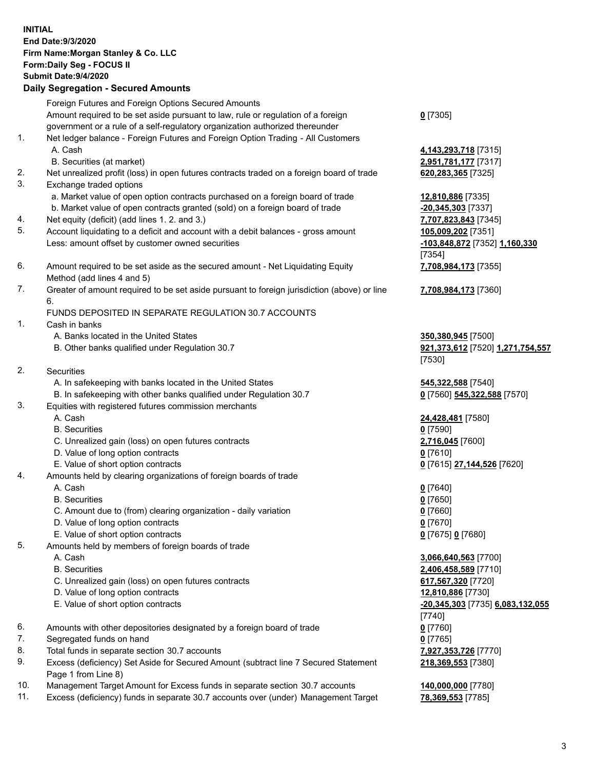**INITIAL**
**End Date:9/3/2020**
**Firm Name:Morgan Stanley & Co. LLC**
**Form:Daily Seg - FOCUS II**
**Submit Date:9/4/2020**

### Daily Segregation - Secured Amounts

| | | |
|---|---|---|
| | Foreign Futures and Foreign Options Secured Amounts | |
| | Amount required to be set aside pursuant to law, rule or regulation of a foreign government or a rule of a self-regulatory organization authorized thereunder | **0** [7305] |
| 1. | Net ledger balance - Foreign Futures and Foreign Option Trading - All Customers | |
| | A. Cash | **4,143,293,718** [7315] |
| | B. Securities (at market) | **2,951,781,177** [7317] |
| 2. | Net unrealized profit (loss) in open futures contracts traded on a foreign board of trade | **620,283,365** [7325] |
| 3. | Exchange traded options | |
| | a. Market value of open option contracts purchased on a foreign board of trade | **12,810,886** [7335] |
| | b. Market value of open contracts granted (sold) on a foreign board of trade | **-20,345,303** [7337] |
| 4. | Net equity (deficit) (add lines 1. 2. and 3.) | **7,707,823,843** [7345] |
| 5. | Account liquidating to a deficit and account with a debit balances - gross amount | **105,009,202** [7351] |
| | Less: amount offset by customer owned securities | **-103,848,872** [7352] **1,160,330** [7354] |
| 6. | Amount required to be set aside as the secured amount - Net Liquidating Equity Method (add lines 4 and 5) | **7,708,984,173** [7355] |
| 7. | Greater of amount required to be set aside pursuant to foreign jurisdiction (above) or line 6. | **7,708,984,173** [7360] |
| | FUNDS DEPOSITED IN SEPARATE REGULATION 30.7 ACCOUNTS | |
| 1. | Cash in banks | |
| | A. Banks located in the United States | **350,380,945** [7500] |
| | B. Other banks qualified under Regulation 30.7 | **921,373,612** [7520] **1,271,754,557** [7530] |
| 2. | Securities | |
| | A. In safekeeping with banks located in the United States | **545,322,588** [7540] |
| | B. In safekeeping with other banks qualified under Regulation 30.7 | **0** [7560] **545,322,588** [7570] |
| 3. | Equities with registered futures commission merchants | |
| | A. Cash | **24,428,481** [7580] |
| | B. Securities | **0** [7590] |
| | C. Unrealized gain (loss) on open futures contracts | **2,716,045** [7600] |
| | D. Value of long option contracts | **0** [7610] |
| | E. Value of short option contracts | **0** [7615] **27,144,526** [7620] |
| 4. | Amounts held by clearing organizations of foreign boards of trade | |
| | A. Cash | **0** [7640] |
| | B. Securities | **0** [7650] |
| | C. Amount due to (from) clearing organization - daily variation | **0** [7660] |
| | D. Value of long option contracts | **0** [7670] |
| | E. Value of short option contracts | **0** [7675] **0** [7680] |
| 5. | Amounts held by members of foreign boards of trade | |
| | A. Cash | **3,066,640,563** [7700] |
| | B. Securities | **2,406,458,589** [7710] |
| | C. Unrealized gain (loss) on open futures contracts | **617,567,320** [7720] |
| | D. Value of long option contracts | **12,810,886** [7730] |
| | E. Value of short option contracts | **-20,345,303** [7735] **6,083,132,055** [7740] |
| 6. | Amounts with other depositories designated by a foreign board of trade | **0** [7760] |
| 7. | Segregated funds on hand | **0** [7765] |
| 8. | Total funds in separate section 30.7 accounts | **7,927,353,726** [7770] |
| 9. | Excess (deficiency) Set Aside for Secured Amount (subtract line 7 Secured Statement Page 1 from Line 8) | **218,369,553** [7380] |
| 10. | Management Target Amount for Excess funds in separate section 30.7 accounts | **140,000,000** [7780] |
| 11. | Excess (deficiency) funds in separate 30.7 accounts over (under) Management Target | **78,369,553** [7785] |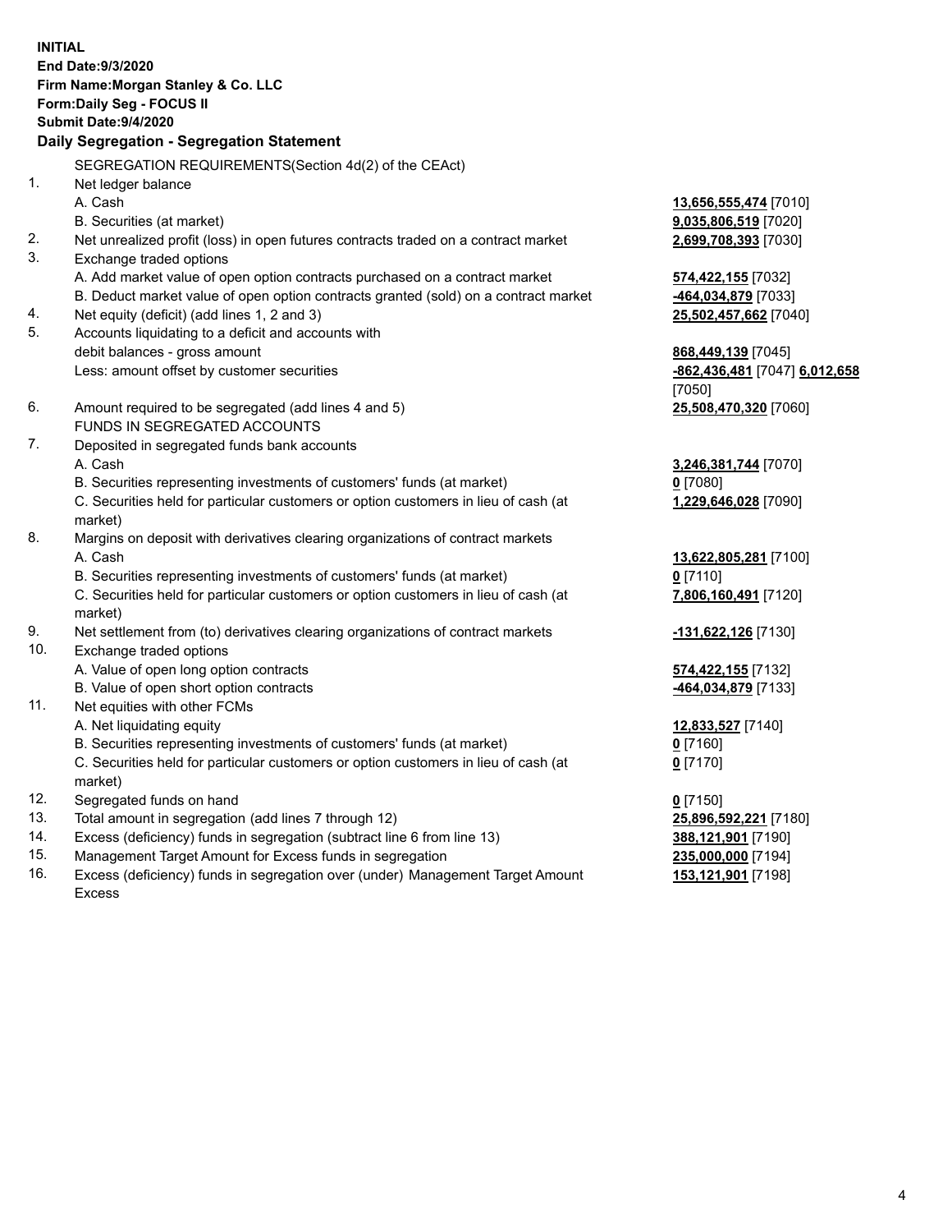**INITIAL**
**End Date:9/3/2020**
**Firm Name:Morgan Stanley & Co. LLC**
**Form:Daily Seg - FOCUS II**
**Submit Date:9/4/2020**

**Daily Segregation - Segregation Statement**

SEGREGATION REQUIREMENTS(Section 4d(2) of the CEAct)

| | | |
|---|---|---|
| 1. | Net ledger balance | |
| | A. Cash | **13,656,555,474** [7010] |
| | B. Securities (at market) | **9,035,806,519** [7020] |
| 2. | Net unrealized profit (loss) in open futures contracts traded on a contract market | **2,699,708,393** [7030] |
| 3. | Exchange traded options | |
| | A. Add market value of open option contracts purchased on a contract market | **574,422,155** [7032] |
| | B. Deduct market value of open option contracts granted (sold) on a contract market | **-464,034,879** [7033] |
| 4. | Net equity (deficit) (add lines 1, 2 and 3) | **25,502,457,662** [7040] |
| 5. | Accounts liquidating to a deficit and accounts with debit balances - gross amount | **868,449,139** [7045] |
| | Less: amount offset by customer securities | **-862,436,481** [7047] **6,012,658** [7050] |
| 6. | Amount required to be segregated (add lines 4 and 5) | **25,508,470,320** [7060] |
| | FUNDS IN SEGREGATED ACCOUNTS | |
| 7. | Deposited in segregated funds bank accounts | |
| | A. Cash | **3,246,381,744** [7070] |
| | B. Securities representing investments of customers' funds (at market) | **0** [7080] |
| | C. Securities held for particular customers or option customers in lieu of cash (at market) | **1,229,646,028** [7090] |
| 8. | Margins on deposit with derivatives clearing organizations of contract markets | |
| | A. Cash | **13,622,805,281** [7100] |
| | B. Securities representing investments of customers' funds (at market) | **0** [7110] |
| | C. Securities held for particular customers or option customers in lieu of cash (at market) | **7,806,160,491** [7120] |
| 9. | Net settlement from (to) derivatives clearing organizations of contract markets | **-131,622,126** [7130] |
| 10. | Exchange traded options | |
| | A. Value of open long option contracts | **574,422,155** [7132] |
| | B. Value of open short option contracts | **-464,034,879** [7133] |
| 11. | Net equities with other FCMs | |
| | A. Net liquidating equity | **12,833,527** [7140] |
| | B. Securities representing investments of customers' funds (at market) | **0** [7160] |
| | C. Securities held for particular customers or option customers in lieu of cash (at market) | **0** [7170] |
| 12. | Segregated funds on hand | **0** [7150] |
| 13. | Total amount in segregation (add lines 7 through 12) | **25,896,592,221** [7180] |
| 14. | Excess (deficiency) funds in segregation (subtract line 6 from line 13) | **388,121,901** [7190] |
| 15. | Management Target Amount for Excess funds in segregation | **235,000,000** [7194] |
| 16. | Excess (deficiency) funds in segregation over (under) Management Target Amount Excess | **153,121,901** [7198] |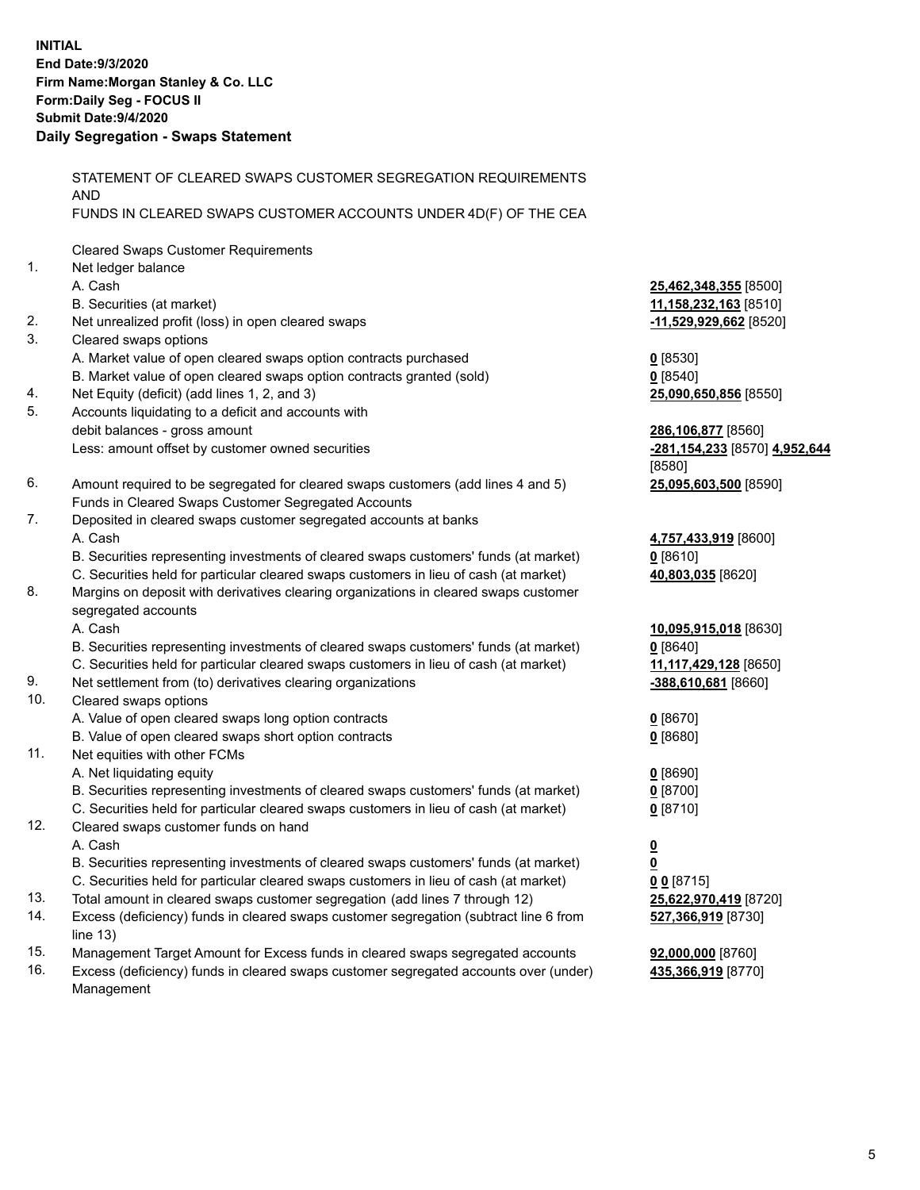**INITIAL**
**End Date:9/3/2020**
**Firm Name:Morgan Stanley & Co. LLC**
**Form:Daily Seg - FOCUS II**
**Submit Date:9/4/2020**
**Daily Segregation - Swaps Statement**

STATEMENT OF CLEARED SWAPS CUSTOMER SEGREGATION REQUIREMENTS AND FUNDS IN CLEARED SWAPS CUSTOMER ACCOUNTS UNDER 4D(F) OF THE CEA

| | | |
|---|---|---|
| | Cleared Swaps Customer Requirements | |
| 1. | Net ledger balance | |
| | A. Cash | **25,462,348,355** [8500] |
| | B. Securities (at market) | **11,158,232,163** [8510] |
| 2. | Net unrealized profit (loss) in open cleared swaps | **-11,529,929,662** [8520] |
| 3. | Cleared swaps options | |
| | A. Market value of open cleared swaps option contracts purchased | **0** [8530] |
| | B. Market value of open cleared swaps option contracts granted (sold) | **0** [8540] |
| 4. | Net Equity (deficit) (add lines 1, 2, and 3) | **25,090,650,856** [8550] |
| 5. | Accounts liquidating to a deficit and accounts with debit balances - gross amount | **286,106,877** [8560] |
| | Less: amount offset by customer owned securities | **-281,154,233** [8570] **4,952,644** [8580] |
| 6. | Amount required to be segregated for cleared swaps customers (add lines 4 and 5) | **25,095,603,500** [8590] |
| | Funds in Cleared Swaps Customer Segregated Accounts | |
| 7. | Deposited in cleared swaps customer segregated accounts at banks | |
| | A. Cash | **4,757,433,919** [8600] |
| | B. Securities representing investments of cleared swaps customers' funds (at market) | **0** [8610] |
| | C. Securities held for particular cleared swaps customers in lieu of cash (at market) | **40,803,035** [8620] |
| 8. | Margins on deposit with derivatives clearing organizations in cleared swaps customer segregated accounts | |
| | A. Cash | **10,095,915,018** [8630] |
| | B. Securities representing investments of cleared swaps customers' funds (at market) | **0** [8640] |
| | C. Securities held for particular cleared swaps customers in lieu of cash (at market) | **11,117,429,128** [8650] |
| 9. | Net settlement from (to) derivatives clearing organizations | **-388,610,681** [8660] |
| 10. | Cleared swaps options | |
| | A. Value of open cleared swaps long option contracts | **0** [8670] |
| | B. Value of open cleared swaps short option contracts | **0** [8680] |
| 11. | Net equities with other FCMs | |
| | A. Net liquidating equity | **0** [8690] |
| | B. Securities representing investments of cleared swaps customers' funds (at market) | **0** [8700] |
| | C. Securities held for particular cleared swaps customers in lieu of cash (at market) | **0** [8710] |
| 12. | Cleared swaps customer funds on hand | |
| | A. Cash | **0** |
| | B. Securities representing investments of cleared swaps customers' funds (at market) | **0** |
| | C. Securities held for particular cleared swaps customers in lieu of cash (at market) | **0** **0** [8715] |
| 13. | Total amount in cleared swaps customer segregation (add lines 7 through 12) | **25,622,970,419** [8720] |
| 14. | Excess (deficiency) funds in cleared swaps customer segregation (subtract line 6 from line 13) | **527,366,919** [8730] |
| 15. | Management Target Amount for Excess funds in cleared swaps segregated accounts | **92,000,000** [8760] |
| 16. | Excess (deficiency) funds in cleared swaps customer segregated accounts over (under) Management | **435,366,919** [8770] |